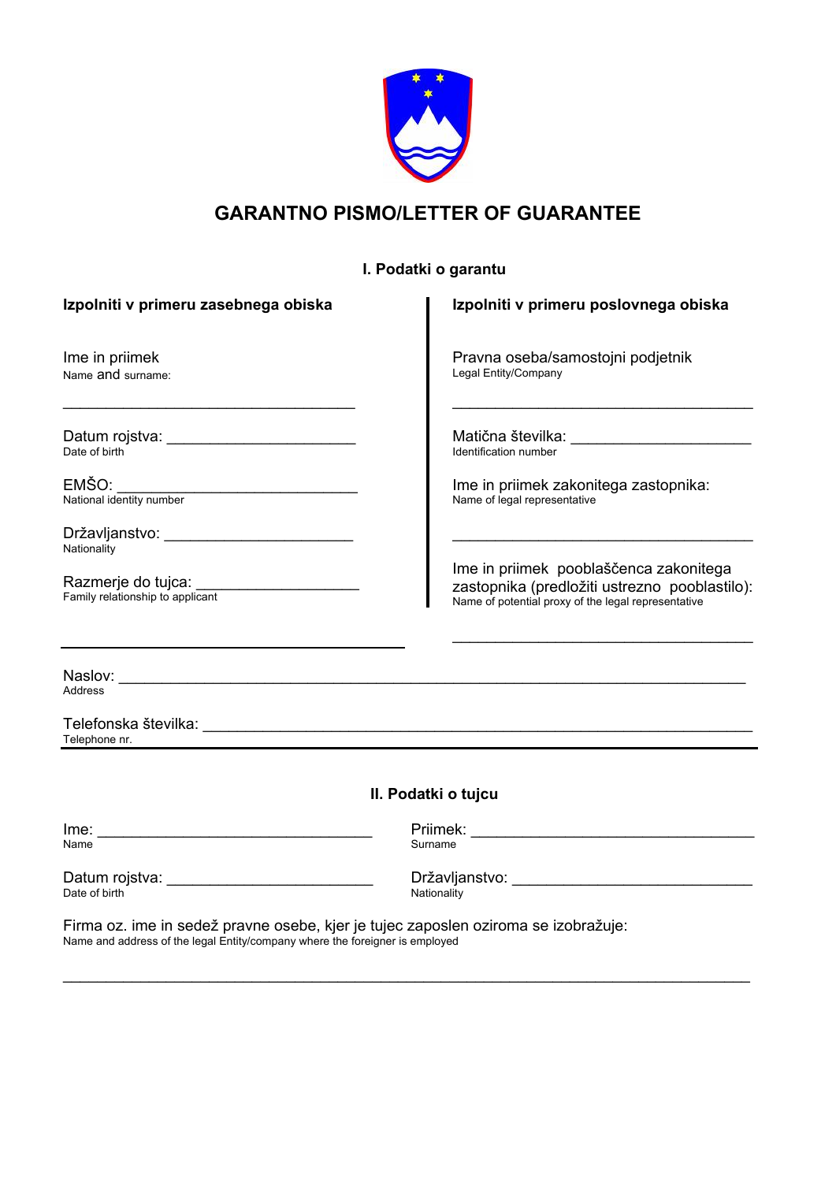# GARANTNO PISMO/LETTER OF GUARANTEE

## I. Podatki o garantu

### Izpolniti v primeru zasebnega obiska

Ime in priimek
Name and surname:

______________________________

Datum rojstva: ______________________
Date of birth

EMŠO: ___________________________
National identity number

Državljanstvo: ______________________
Nationality

Razmerje do tujca: __________________
Family relationship to applicant

### Izpolniti v primeru poslovnega obiska

Pravna oseba/samostojni podjetnik
Legal Entity/Company

______________________________

Matična številka: ____________________
Identification number

Ime in priimek zakonitega zastopnika:
Name of legal representative

______________________________

Ime in priimek pooblaščenca zakonitega zastopnika (predložiti ustrezno pooblastilo):
Name of potential proxy of the legal representative

______________________________

Naslov: ______________________________________________________________
Address

Telefonska številka: _____________________________________________________
Telephone nr.

## II. Podatki o tujcu

Ime: ______________________________
Name

Priimek: ______________________________
Surname

Datum rojstva: ______________________
Date of birth

Državljanstvo: ______________________
Nationality

Firma oz. ime in sedež pravne osebe, kjer je tujec zaposlen oziroma se izobražuje:
Name and address of the legal Entity/company where the foreigner is employed

______________________________________________________________________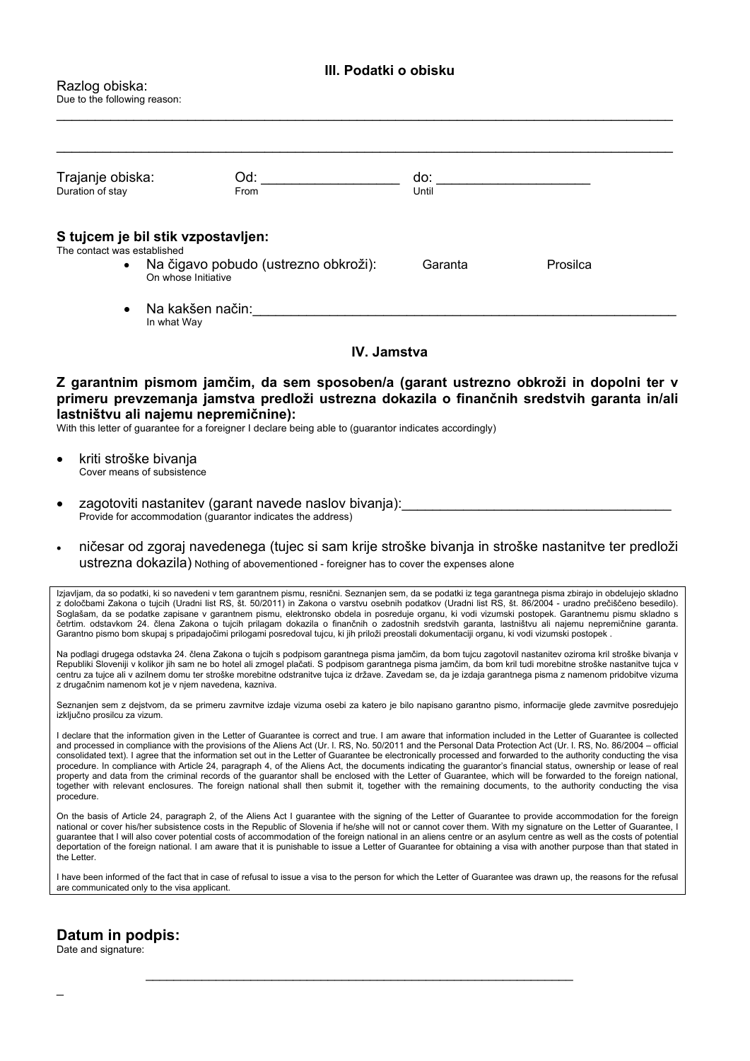### III. Podatki o obisku

Razlog obiska:
Due to the following reason:

\_\_\_\_\_\_\_\_\_\_\_\_\_\_\_\_\_\_\_\_\_\_\_\_\_\_\_\_\_\_\_\_\_\_\_\_\_\_\_\_\_\_\_\_\_\_\_\_\_\_\_\_\_\_\_\_\_\_\_\_\_\_\_\_\_\_\_\_\_\_\_\_\_\_\_\_\_\_

\_\_\_\_\_\_\_\_\_\_\_\_\_\_\_\_\_\_\_\_\_\_\_\_\_\_\_\_\_\_\_\_\_\_\_\_\_\_\_\_\_\_\_\_\_\_\_\_\_\_\_\_\_\_\_\_\_\_\_\_\_\_\_\_\_\_\_\_\_\_\_\_\_\_\_\_\_\_

Trajanje obiska: Od: \_\_\_\_\_\_\_\_\_\_\_\_\_\_\_\_\_\_ do: \_\_\_\_\_\_\_\_\_\_\_\_\_\_\_\_\_\_\_\_
Duration of stay From Until

**S tujcem je bil stik vzpostavljen:**
The contact was established

- Na čigavo pobudo (ustrezno obkroži): Garanta Prosilca
  On whose Initiative
- Na kakšen način:\_\_\_\_\_\_\_\_\_\_\_\_\_\_\_\_\_\_\_\_\_\_\_\_\_\_\_\_\_\_\_\_\_\_\_\_\_\_\_\_\_\_\_\_\_\_\_\_\_\_\_\_\_\_\_\_
  In what Way

### IV. Jamstva

**Z garantnim pismom jamčim, da sem sposoben/a (garant ustrezno obkroži in dopolni ter v primeru prevzemanja jamstva predloži ustrezna dokazila o finančnih sredstvih garanta in/ali lastništvu ali najemu nepremičnine):**
With this letter of guarantee for a foreigner I declare being able to (guarantor indicates accordingly)

- kriti stroške bivanja
  Cover means of subsistence
- zagotoviti nastanitev (garant navede naslov bivanja):\_\_\_\_\_\_\_\_\_\_\_\_\_\_\_\_\_\_\_\_\_\_\_\_\_\_\_\_\_\_\_\_\_\_\_\_
  Provide for accommodation (guarantor indicates the address)
- ničesar od zgoraj navedenega (tujec si sam krije stroške bivanja in stroške nastanitve ter predloži ustrezna dokazila) Nothing of abovementioned - foreigner has to cover the expenses alone

Izjavljam, da so podatki, ki so navedeni v tem garantnem pismu, resnični. Seznanjen sem, da se podatki iz tega garantnega pisma zbirajo in obdelujejo skladno z določbami Zakona o tujcih (Uradni list RS, št. 50/2011) in Zakona o varstvu osebnih podatkov (Uradni list RS, št. 86/2004 - uradno prečiščeno besedilo). Soglašam, da se podatke zapisane v garantnem pismu, elektronsko obdela in posreduje organu, ki vodi vizumski postopek. Garantnemu pismu skladno s četrtim. odstavkom 24. člena Zakona o tujcih prilagam dokazila o finančnih o zadostnih sredstvih garanta, lastništvu ali najemu nepremičnine garanta. Garantno pismo bom skupaj s pripadajočimi prilogami posredoval tujcu, ki jih priloži preostali dokumentaciji organu, ki vodi vizumski postopek .

Na podlagi drugega odstavka 24. člena Zakona o tujcih s podpisom garantnega pisma jamčim, da bom tujcu zagotovil nastanitev oziroma kril stroške bivanja v Republiki Sloveniji v kolikor jih sam ne bo hotel ali zmogel plačati. S podpisom garantnega pisma jamčim, da bom kril tudi morebitne stroške nastanitve tujca v centru za tujce ali v azilnem domu ter stroške morebitne odstranitve tujca iz države. Zavedam se, da je izdaja garantnega pisma z namenom pridobitve vizuma z drugačnim namenom kot je v njem navedena, kazniva.

Seznanjen sem z dejstvom, da se primeru zavrnitve izdaje vizuma osebi za katero je bilo napisano garantno pismo, informacije glede zavrnitve posredujejo izključno prosilcu za vizum.

I declare that the information given in the Letter of Guarantee is correct and true. I am aware that information included in the Letter of Guarantee is collected and processed in compliance with the provisions of the Aliens Act (Ur. l. RS, No. 50/2011 and the Personal Data Protection Act (Ur. l. RS, No. 86/2004 – official consolidated text). I agree that the information set out in the Letter of Guarantee be electronically processed and forwarded to the authority conducting the visa procedure. In compliance with Article 24, paragraph 4, of the Aliens Act, the documents indicating the guarantor's financial status, ownership or lease of real property and data from the criminal records of the guarantor shall be enclosed with the Letter of Guarantee, which will be forwarded to the foreign national, together with relevant enclosures. The foreign national shall then submit it, together with the remaining documents, to the authority conducting the visa procedure.

On the basis of Article 24, paragraph 2, of the Aliens Act I guarantee with the signing of the Letter of Guarantee to provide accommodation for the foreign national or cover his/her subsistence costs in the Republic of Slovenia if he/she will not or cannot cover them. With my signature on the Letter of Guarantee, I guarantee that I will also cover potential costs of accommodation of the foreign national in an aliens centre or an asylum centre as well as the costs of potential deportation of the foreign national. I am aware that it is punishable to issue a Letter of Guarantee for obtaining a visa with another purpose than that stated in the Letter.

I have been informed of the fact that in case of refusal to issue a visa to the person for which the Letter of Guarantee was drawn up, the reasons for the refusal are communicated only to the visa applicant.

## Datum in podpis:
Date and signature:

\_\_\_\_\_\_\_\_\_\_\_\_\_\_\_\_\_\_\_\_\_\_\_\_\_\_\_\_\_\_\_\_\_\_\_\_\_\_\_\_\_\_\_\_\_\_\_\_\_\_\_\_\_\_\_\_\_\_\_\_\_\_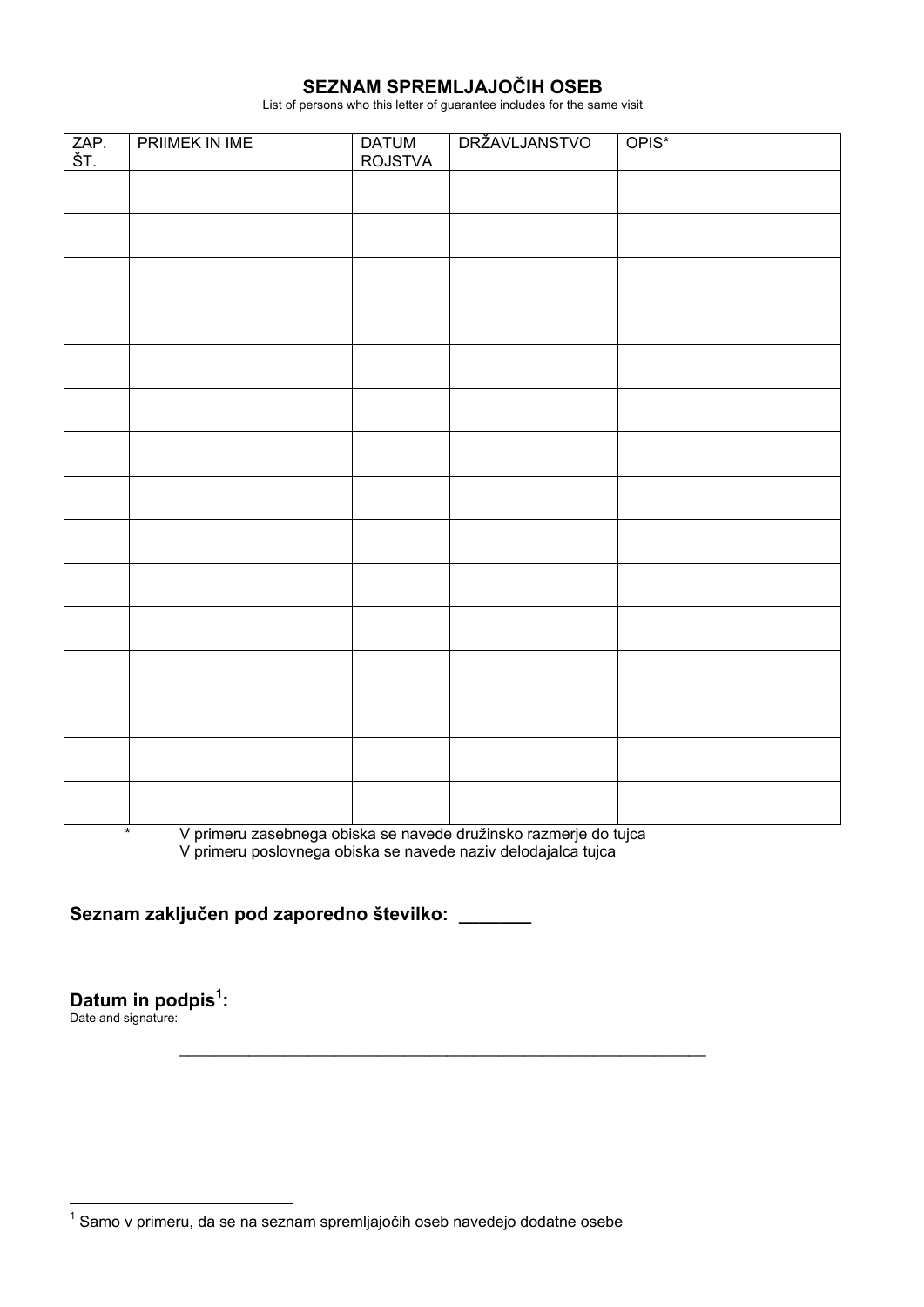## SEZNAM SPREMLJAJOČIH OSEB

List of persons who this letter of guarantee includes for the same visit

| ZAP. ŠT. | PRIIMEK IN IME | DATUM ROJSTVA | DRŽAVLJANSTVO | OPIS* |
|---|---|---|---|---|
| | | | | |
| | | | | |
| | | | | |
| | | | | |
| | | | | |
| | | | | |
| | | | | |
| | | | | |
| | | | | |
| | | | | |
| | | | | |
| | | | | |
| | | | | |
| | | | | |
| | | | | |

\* V primeru zasebnega obiska se navede družinsko razmerje do tujca
V primeru poslovnega obiska se navede naziv delodajalca tujca

**Seznam zaključen pod zaporedno številko: _______**

**Datum in podpis[1]:**
Date and signature:

_____________________________________________________________

[1] Samo v primeru, da se na seznam spremljajočih oseb navedejo dodatne osebe